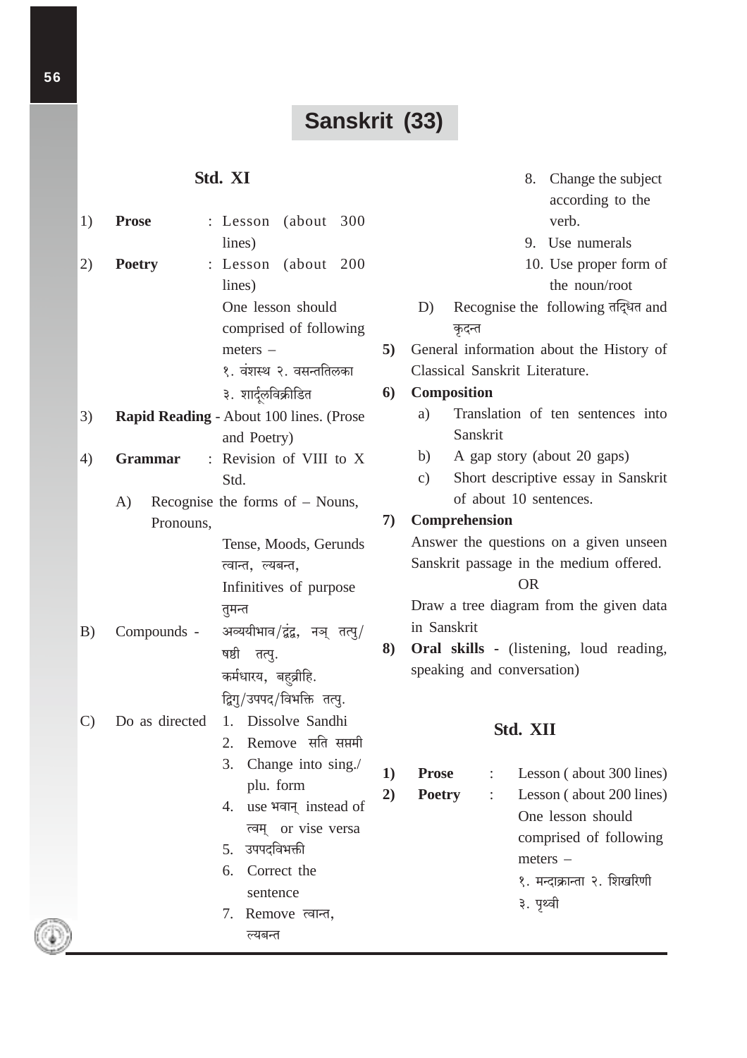# Sanskrit (33)

## Std. XI

1) **Prose** : Lesson (about 300 lines)

2) **Poetry** : Lesson (about 200 lines)
   One lesson should comprised of following meters –
   १. वंशस्थ २. वसन्ततिलका
   ३. शार्दूलविक्रीडित

3) **Rapid Reading** - About 100 lines. (Prose and Poetry)

4) **Grammar** : Revision of VIII to X Std.

   A) Recognise the forms of – Nouns, Pronouns,
      Tense, Moods, Gerunds त्वान्त, ल्यबन्त,
      Infinitives of purpose तुमन्त

   B) Compounds - अव्ययीभाव/द्वंद्व, नञ् तत्पु/षष्ठी तत्पु.
      कर्मधारय, बहुव्रीहि.
      द्विगु/उपपद/विभक्ति तत्पु.

   C) Do as directed
      1. Dissolve Sandhi
      2. Remove सति सप्तमी
      3. Change into sing./plu. form
      4. use भवान् instead of त्वम् or vise versa
      5. उपपदविभक्ती
      6. Correct the sentence
      7. Remove त्वान्त, ल्यबन्त
      8. Change the subject according to the verb.
      9. Use numerals
      10. Use proper form of the noun/root

   D) Recognise the following तद्धित and कृदन्त

5) General information about the History of Classical Sanskrit Literature.

6) **Composition**
   a) Translation of ten sentences into Sanskrit
   b) A gap story (about 20 gaps)
   c) Short descriptive essay in Sanskrit of about 10 sentences.

7) **Comprehension**
   Answer the questions on a given unseen Sanskrit passage in the medium offered.
   OR
   Draw a tree diagram from the given data in Sanskrit

8) **Oral skills** - (listening, loud reading, speaking and conversation)

## Std. XII

1) **Prose** : Lesson ( about 300 lines)

2) **Poetry** : Lesson ( about 200 lines)
   One lesson should comprised of following meters –
   १. मन्दाक्रान्ता २. शिखरिणी
   ३. पृथ्वी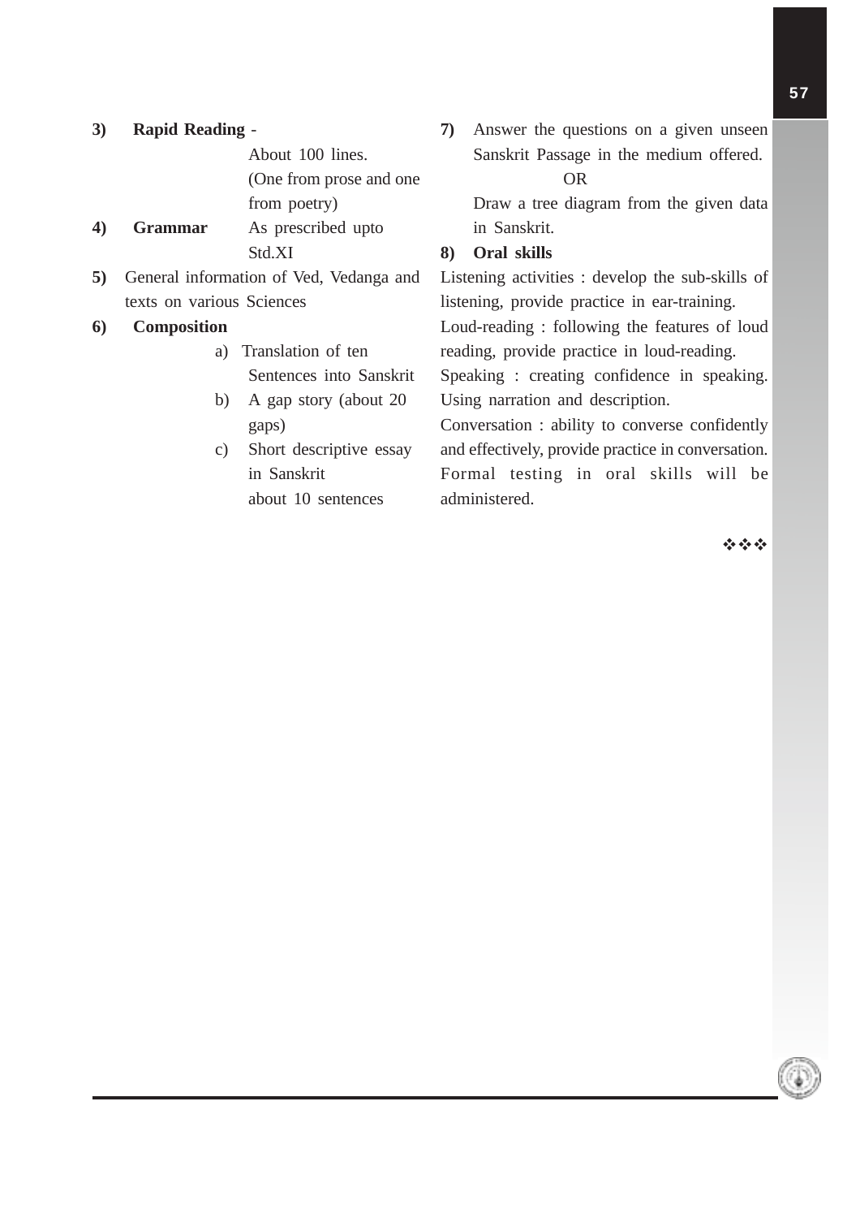3) **Rapid Reading** -
About 100 lines.
(One from prose and one from poetry)

4) **Grammar** As prescribed upto Std.XI

5) General information of Ved, Vedanga and texts on various Sciences

6) **Composition**
   a) Translation of ten Sentences into Sanskrit
   b) A gap story (about 20 gaps)
   c) Short descriptive essay in Sanskrit about 10 sentences

7) Answer the questions on a given unseen Sanskrit Passage in the medium offered.
OR
Draw a tree diagram from the given data in Sanskrit.

8) **Oral skills**

Listening activities : develop the sub-skills of listening, provide practice in ear-training.

Loud-reading : following the features of loud reading, provide practice in loud-reading.

Speaking : creating confidence in speaking. Using narration and description.

Conversation : ability to converse confidently and effectively, provide practice in conversation.

Formal testing in oral skills will be administered.

❖❖❖